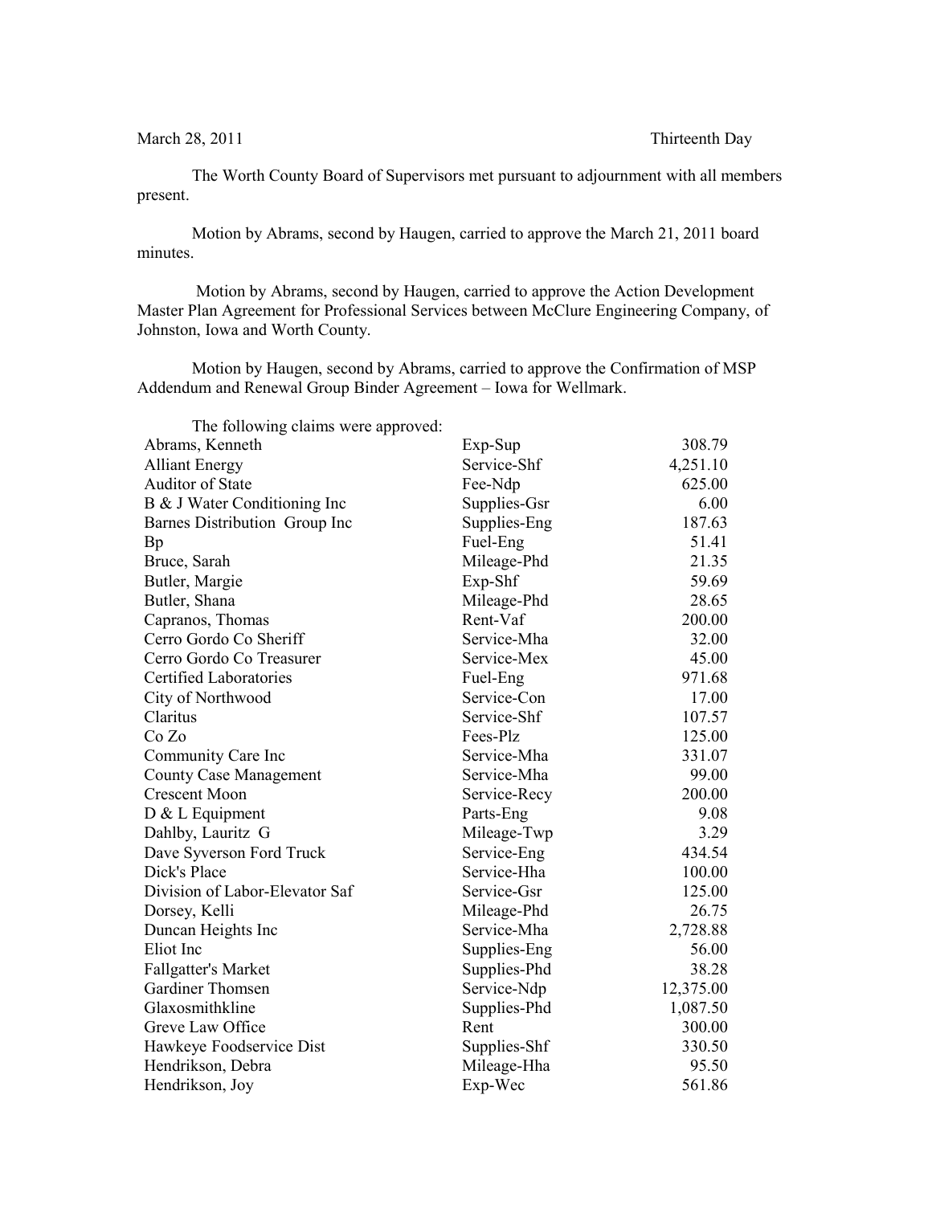March 28, 2011 Thirteenth Day

The Worth County Board of Supervisors met pursuant to adjournment with all members present.

Motion by Abrams, second by Haugen, carried to approve the March 21, 2011 board minutes.

Motion by Abrams, second by Haugen, carried to approve the Action Development Master Plan Agreement for Professional Services between McClure Engineering Company, of Johnston, Iowa and Worth County.

Motion by Haugen, second by Abrams, carried to approve the Confirmation of MSP Addendum and Renewal Group Binder Agreement – Iowa for Wellmark.

The following claims were approved:

| | | |
|---|---|---|
| Abrams, Kenneth | Exp-Sup | 308.79 |
| Alliant Energy | Service-Shf | 4,251.10 |
| Auditor of State | Fee-Ndp | 625.00 |
| B & J Water Conditioning Inc | Supplies-Gsr | 6.00 |
| Barnes Distribution Group Inc | Supplies-Eng | 187.63 |
| Bp | Fuel-Eng | 51.41 |
| Bruce, Sarah | Mileage-Phd | 21.35 |
| Butler, Margie | Exp-Shf | 59.69 |
| Butler, Shana | Mileage-Phd | 28.65 |
| Capranos, Thomas | Rent-Vaf | 200.00 |
| Cerro Gordo Co Sheriff | Service-Mha | 32.00 |
| Cerro Gordo Co Treasurer | Service-Mex | 45.00 |
| Certified Laboratories | Fuel-Eng | 971.68 |
| City of Northwood | Service-Con | 17.00 |
| Claritus | Service-Shf | 107.57 |
| Co Zo | Fees-Plz | 125.00 |
| Community Care Inc | Service-Mha | 331.07 |
| County Case Management | Service-Mha | 99.00 |
| Crescent Moon | Service-Recy | 200.00 |
| D & L Equipment | Parts-Eng | 9.08 |
| Dahlby, Lauritz G | Mileage-Twp | 3.29 |
| Dave Syverson Ford Truck | Service-Eng | 434.54 |
| Dick's Place | Service-Hha | 100.00 |
| Division of Labor-Elevator Saf | Service-Gsr | 125.00 |
| Dorsey, Kelli | Mileage-Phd | 26.75 |
| Duncan Heights Inc | Service-Mha | 2,728.88 |
| Eliot Inc | Supplies-Eng | 56.00 |
| Fallgatter's Market | Supplies-Phd | 38.28 |
| Gardiner Thomsen | Service-Ndp | 12,375.00 |
| Glaxosmithkline | Supplies-Phd | 1,087.50 |
| Greve Law Office | Rent | 300.00 |
| Hawkeye Foodservice Dist | Supplies-Shf | 330.50 |
| Hendrikson, Debra | Mileage-Hha | 95.50 |
| Hendrikson, Joy | Exp-Wec | 561.86 |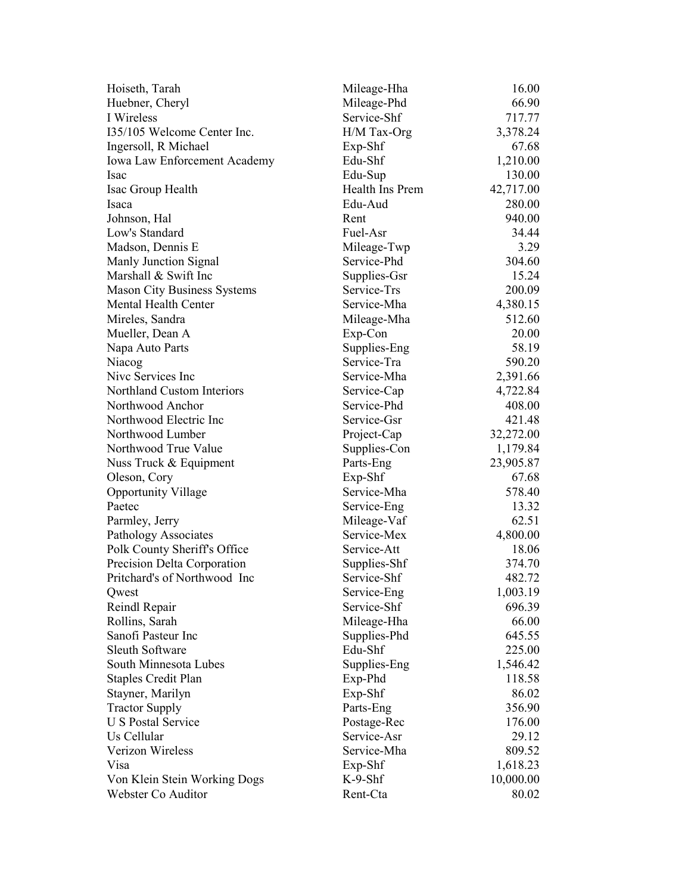| | | |
|---|---|---|
| Hoiseth, Tarah | Mileage-Hha | 16.00 |
| Huebner, Cheryl | Mileage-Phd | 66.90 |
| I Wireless | Service-Shf | 717.77 |
| I35/105 Welcome Center Inc. | H/M Tax-Org | 3,378.24 |
| Ingersoll, R Michael | Exp-Shf | 67.68 |
| Iowa Law Enforcement Academy | Edu-Shf | 1,210.00 |
| Isac | Edu-Sup | 130.00 |
| Isac Group Health | Health Ins Prem | 42,717.00 |
| Isaca | Edu-Aud | 280.00 |
| Johnson, Hal | Rent | 940.00 |
| Low's Standard | Fuel-Asr | 34.44 |
| Madson, Dennis E | Mileage-Twp | 3.29 |
| Manly Junction Signal | Service-Phd | 304.60 |
| Marshall & Swift Inc | Supplies-Gsr | 15.24 |
| Mason City Business Systems | Service-Trs | 200.09 |
| Mental Health Center | Service-Mha | 4,380.15 |
| Mireles, Sandra | Mileage-Mha | 512.60 |
| Mueller, Dean A | Exp-Con | 20.00 |
| Napa Auto Parts | Supplies-Eng | 58.19 |
| Niacog | Service-Tra | 590.20 |
| Nivc Services Inc | Service-Mha | 2,391.66 |
| Northland Custom Interiors | Service-Cap | 4,722.84 |
| Northwood Anchor | Service-Phd | 408.00 |
| Northwood Electric Inc | Service-Gsr | 421.48 |
| Northwood Lumber | Project-Cap | 32,272.00 |
| Northwood True Value | Supplies-Con | 1,179.84 |
| Nuss Truck & Equipment | Parts-Eng | 23,905.87 |
| Oleson, Cory | Exp-Shf | 67.68 |
| Opportunity Village | Service-Mha | 578.40 |
| Paetec | Service-Eng | 13.32 |
| Parmley, Jerry | Mileage-Vaf | 62.51 |
| Pathology Associates | Service-Mex | 4,800.00 |
| Polk County Sheriff's Office | Service-Att | 18.06 |
| Precision Delta Corporation | Supplies-Shf | 374.70 |
| Pritchard's of Northwood Inc | Service-Shf | 482.72 |
| Qwest | Service-Eng | 1,003.19 |
| Reindl Repair | Service-Shf | 696.39 |
| Rollins, Sarah | Mileage-Hha | 66.00 |
| Sanofi Pasteur Inc | Supplies-Phd | 645.55 |
| Sleuth Software | Edu-Shf | 225.00 |
| South Minnesota Lubes | Supplies-Eng | 1,546.42 |
| Staples Credit Plan | Exp-Phd | 118.58 |
| Stayner, Marilyn | Exp-Shf | 86.02 |
| Tractor Supply | Parts-Eng | 356.90 |
| U S Postal Service | Postage-Rec | 176.00 |
| Us Cellular | Service-Asr | 29.12 |
| Verizon Wireless | Service-Mha | 809.52 |
| Visa | Exp-Shf | 1,618.23 |
| Von Klein Stein Working Dogs | K-9-Shf | 10,000.00 |
| Webster Co Auditor | Rent-Cta | 80.02 |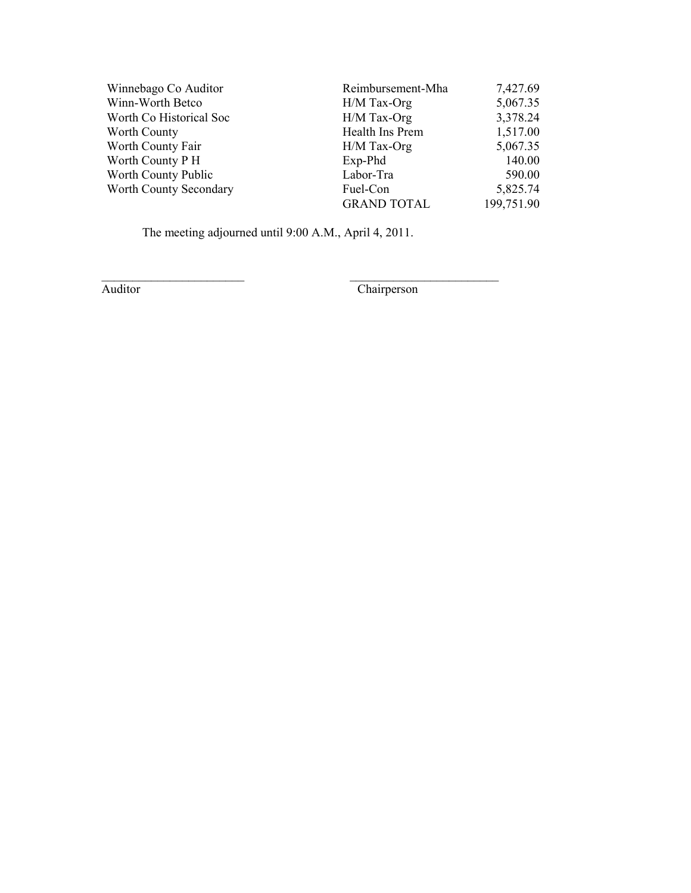| | | |
|---|---|---|
| Winnebago Co Auditor | Reimbursement-Mha | 7,427.69 |
| Winn-Worth Betco | H/M Tax-Org | 5,067.35 |
| Worth Co Historical Soc | H/M Tax-Org | 3,378.24 |
| Worth County | Health Ins Prem | 1,517.00 |
| Worth County Fair | H/M Tax-Org | 5,067.35 |
| Worth County P H | Exp-Phd | 140.00 |
| Worth County Public | Labor-Tra | 590.00 |
| Worth County Secondary | Fuel-Con | 5,825.74 |
| | GRAND TOTAL | 199,751.90 |

The meeting adjourned until 9:00 A.M., April 4, 2011.

_______________________ _______________________

Auditor Chairperson